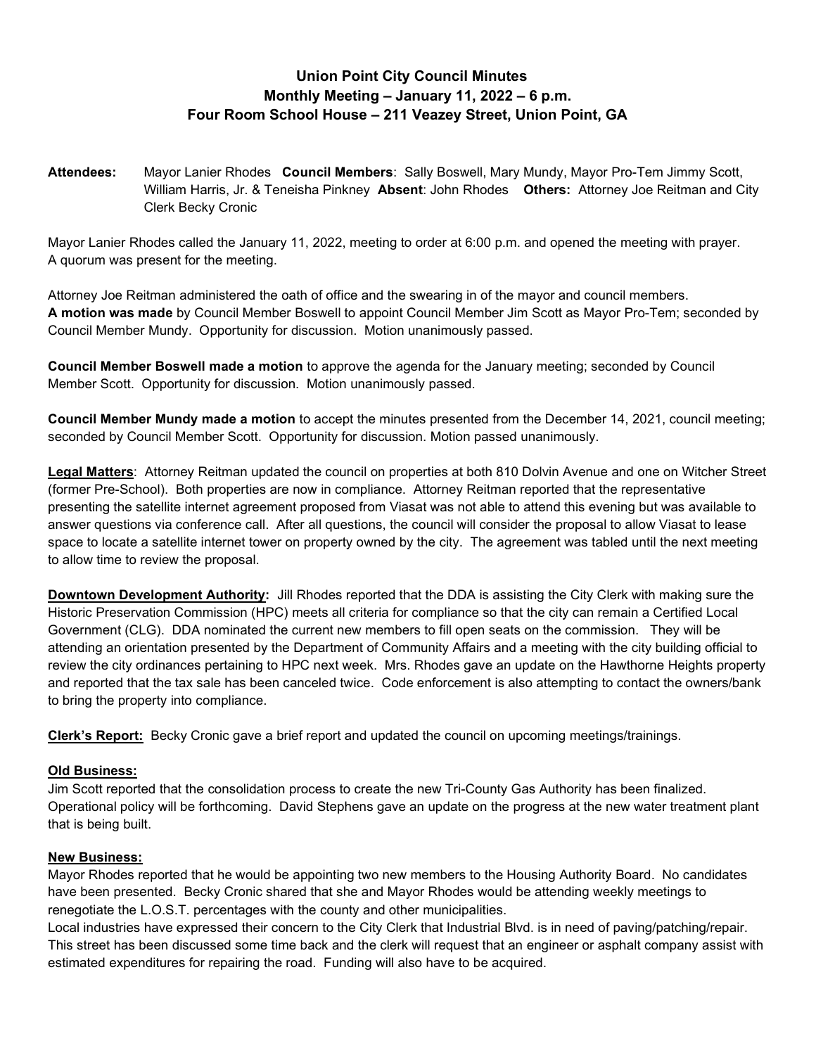# Union Point City Council Minutes
## Monthly Meeting – January 11, 2022 – 6 p.m.
## Four Room School House – 211 Veazey Street, Union Point, GA

**Attendees:** Mayor Lanier Rhodes **Council Members**: Sally Boswell, Mary Mundy, Mayor Pro-Tem Jimmy Scott, William Harris, Jr. & Teneisha Pinkney **Absent**: John Rhodes **Others:** Attorney Joe Reitman and City Clerk Becky Cronic

Mayor Lanier Rhodes called the January 11, 2022, meeting to order at 6:00 p.m. and opened the meeting with prayer. A quorum was present for the meeting.

Attorney Joe Reitman administered the oath of office and the swearing in of the mayor and council members. **A motion was made** by Council Member Boswell to appoint Council Member Jim Scott as Mayor Pro-Tem; seconded by Council Member Mundy. Opportunity for discussion. Motion unanimously passed.

**Council Member Boswell made a motion** to approve the agenda for the January meeting; seconded by Council Member Scott. Opportunity for discussion. Motion unanimously passed.

**Council Member Mundy made a motion** to accept the minutes presented from the December 14, 2021, council meeting; seconded by Council Member Scott. Opportunity for discussion. Motion passed unanimously.

**Legal Matters**: Attorney Reitman updated the council on properties at both 810 Dolvin Avenue and one on Witcher Street (former Pre-School). Both properties are now in compliance. Attorney Reitman reported that the representative presenting the satellite internet agreement proposed from Viasat was not able to attend this evening but was available to answer questions via conference call. After all questions, the council will consider the proposal to allow Viasat to lease space to locate a satellite internet tower on property owned by the city. The agreement was tabled until the next meeting to allow time to review the proposal.

**Downtown Development Authority:** Jill Rhodes reported that the DDA is assisting the City Clerk with making sure the Historic Preservation Commission (HPC) meets all criteria for compliance so that the city can remain a Certified Local Government (CLG). DDA nominated the current new members to fill open seats on the commission. They will be attending an orientation presented by the Department of Community Affairs and a meeting with the city building official to review the city ordinances pertaining to HPC next week. Mrs. Rhodes gave an update on the Hawthorne Heights property and reported that the tax sale has been canceled twice. Code enforcement is also attempting to contact the owners/bank to bring the property into compliance.

**Clerk's Report:** Becky Cronic gave a brief report and updated the council on upcoming meetings/trainings.

**Old Business:**

Jim Scott reported that the consolidation process to create the new Tri-County Gas Authority has been finalized. Operational policy will be forthcoming. David Stephens gave an update on the progress at the new water treatment plant that is being built.

**New Business:**

Mayor Rhodes reported that he would be appointing two new members to the Housing Authority Board. No candidates have been presented. Becky Cronic shared that she and Mayor Rhodes would be attending weekly meetings to renegotiate the L.O.S.T. percentages with the county and other municipalities.

Local industries have expressed their concern to the City Clerk that Industrial Blvd. is in need of paving/patching/repair. This street has been discussed some time back and the clerk will request that an engineer or asphalt company assist with estimated expenditures for repairing the road. Funding will also have to be acquired.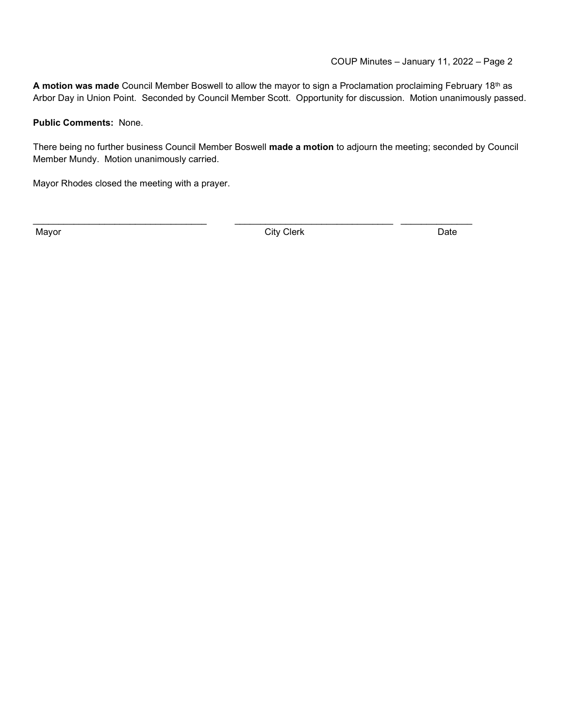**A motion was made** Council Member Boswell to allow the mayor to sign a Proclamation proclaiming February 18th as Arbor Day in Union Point. Seconded by Council Member Scott. Opportunity for discussion. Motion unanimously passed.

**Public Comments:** None.

There being no further business Council Member Boswell **made a motion** to adjourn the meeting; seconded by Council Member Mundy. Motion unanimously carried.

Mayor Rhodes closed the meeting with a prayer.

\_\_\_\_\_\_\_\_\_\_\_\_\_\_\_\_\_\_\_\_\_\_\_\_\_\_\_\_\_\_\_\_ \_\_\_\_\_\_\_\_\_\_\_\_\_\_\_\_\_\_\_\_\_\_\_\_\_\_\_\_\_\_ \_\_\_\_\_\_\_\_\_\_\_\_\_\_

Mayor City Clerk Date